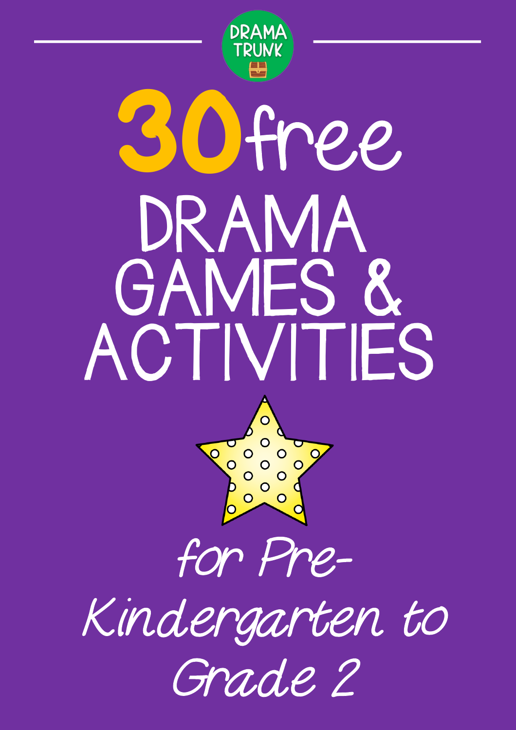DRAMA TRUNK

# 30 free DRAMA GAMES & ACTIVITIES

for Pre-Kindergarten to Grade 2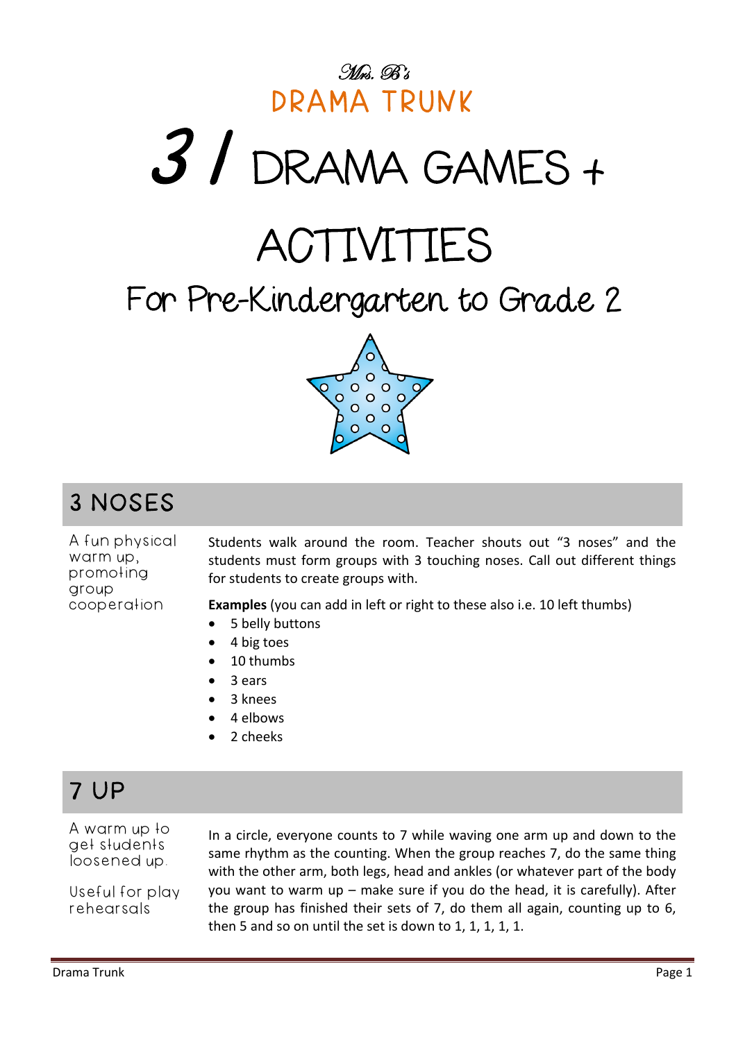Mrs. B's

DRAMA TRUNK

# 31 DRAMA GAMES + ACTIVITIES

## For Pre-Kindergarten to Grade 2

## 3 NOSES

A fun physical warm up, promoting group cooperation

Students walk around the room. Teacher shouts out "3 noses" and the students must form groups with 3 touching noses. Call out different things for students to create groups with.

**Examples** (you can add in left or right to these also i.e. 10 left thumbs)

- 5 belly buttons
- 4 big toes
- 10 thumbs
- 3 ears
- 3 knees
- 4 elbows
- 2 cheeks

## 7 UP

A warm up to get students loosened up.

Useful for play rehearsals

In a circle, everyone counts to 7 while waving one arm up and down to the same rhythm as the counting. When the group reaches 7, do the same thing with the other arm, both legs, head and ankles (or whatever part of the body you want to warm up – make sure if you do the head, it is carefully). After the group has finished their sets of 7, do them all again, counting up to 6, then 5 and so on until the set is down to 1, 1, 1, 1, 1.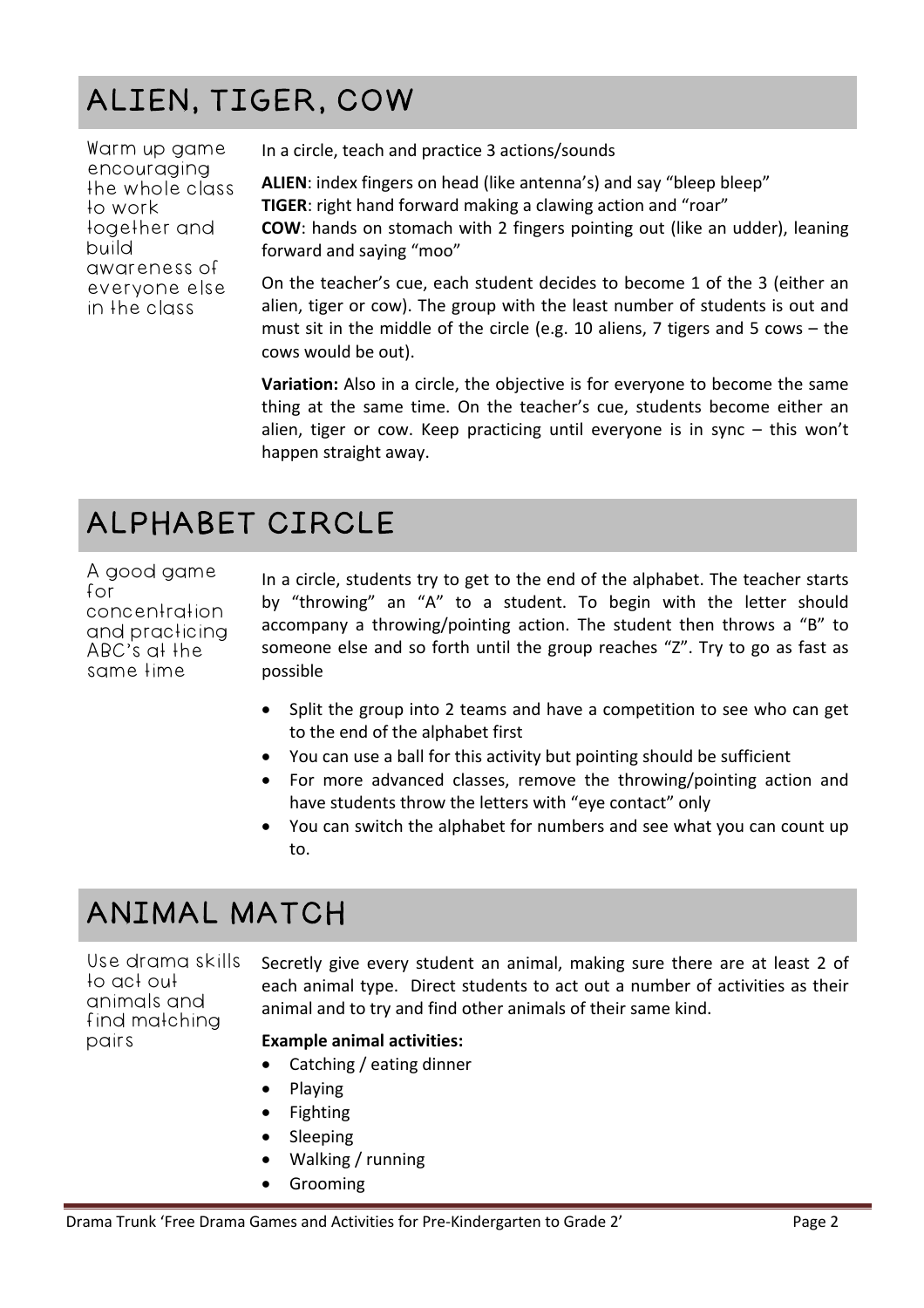## ALIEN, TIGER, COW

Warm up game encouraging the whole class to work together and build awareness of everyone else in the class

In a circle, teach and practice 3 actions/sounds

**ALIEN**: index fingers on head (like antenna's) and say "bleep bleep"
**TIGER**: right hand forward making a clawing action and "roar"
**COW**: hands on stomach with 2 fingers pointing out (like an udder), leaning forward and saying "moo"

On the teacher's cue, each student decides to become 1 of the 3 (either an alien, tiger or cow). The group with the least number of students is out and must sit in the middle of the circle (e.g. 10 aliens, 7 tigers and 5 cows – the cows would be out).

**Variation:** Also in a circle, the objective is for everyone to become the same thing at the same time. On the teacher's cue, students become either an alien, tiger or cow. Keep practicing until everyone is in sync – this won't happen straight away.

## ALPHABET CIRCLE

A good game for concentration and practicing ABC's at the same time

In a circle, students try to get to the end of the alphabet. The teacher starts by "throwing" an "A" to a student. To begin with the letter should accompany a throwing/pointing action. The student then throws a "B" to someone else and so forth until the group reaches "Z". Try to go as fast as possible

- Split the group into 2 teams and have a competition to see who can get to the end of the alphabet first
- You can use a ball for this activity but pointing should be sufficient
- For more advanced classes, remove the throwing/pointing action and have students throw the letters with "eye contact" only
- You can switch the alphabet for numbers and see what you can count up to.

## ANIMAL MATCH

Use drama skills to act out animals and find matching pairs

Secretly give every student an animal, making sure there are at least 2 of each animal type. Direct students to act out a number of activities as their animal and to try and find other animals of their same kind.

**Example animal activities:**

- Catching / eating dinner
- Playing
- Fighting
- Sleeping
- Walking / running
- Grooming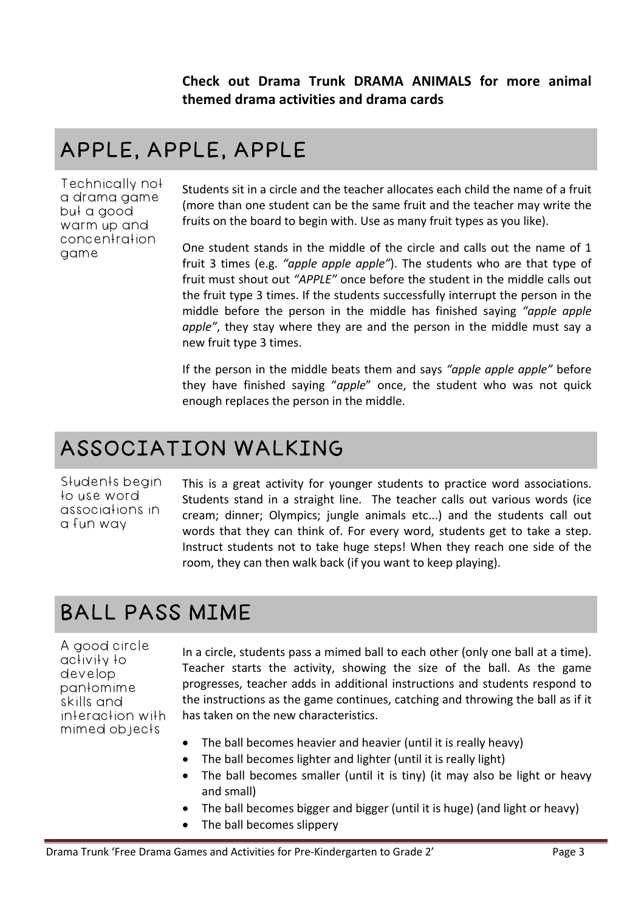**Check out Drama Trunk DRAMA ANIMALS for more animal themed drama activities and drama cards**

## APPLE, APPLE, APPLE

Technically not a drama game but a good warm up and concentration game

Students sit in a circle and the teacher allocates each child the name of a fruit (more than one student can be the same fruit and the teacher may write the fruits on the board to begin with. Use as many fruit types as you like).

One student stands in the middle of the circle and calls out the name of 1 fruit 3 times (e.g. *"apple apple apple"*). The students who are that type of fruit must shout out *"APPLE"* once before the student in the middle calls out the fruit type 3 times. If the students successfully interrupt the person in the middle before the person in the middle has finished saying *"apple apple apple"*, they stay where they are and the person in the middle must say a new fruit type 3 times.

If the person in the middle beats them and says *"apple apple apple"* before they have finished saying "*apple*" once, the student who was not quick enough replaces the person in the middle.

## ASSOCIATION WALKING

Students begin to use word associations in a fun way

This is a great activity for younger students to practice word associations. Students stand in a straight line. The teacher calls out various words (ice cream; dinner; Olympics; jungle animals etc...) and the students call out words that they can think of. For every word, students get to take a step. Instruct students not to take huge steps! When they reach one side of the room, they can then walk back (if you want to keep playing).

## BALL PASS MIME

A good circle activity to develop pantomime skills and interaction with mimed objects

In a circle, students pass a mimed ball to each other (only one ball at a time). Teacher starts the activity, showing the size of the ball. As the game progresses, teacher adds in additional instructions and students respond to the instructions as the game continues, catching and throwing the ball as if it has taken on the new characteristics.

- The ball becomes heavier and heavier (until it is really heavy)
- The ball becomes lighter and lighter (until it is really light)
- The ball becomes smaller (until it is tiny) (it may also be light or heavy and small)
- The ball becomes bigger and bigger (until it is huge) (and light or heavy)
- The ball becomes slippery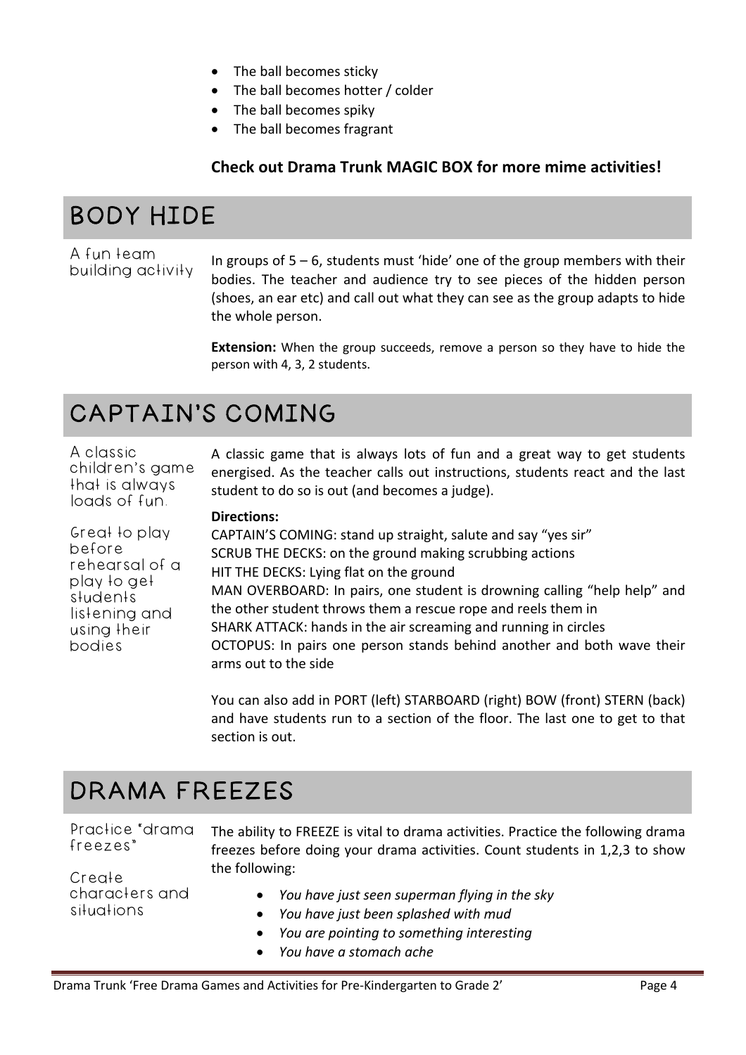- The ball becomes sticky
- The ball becomes hotter / colder
- The ball becomes spiky
- The ball becomes fragrant

**Check out Drama Trunk MAGIC BOX for more mime activities!**

## BODY HIDE

A fun team building activity

In groups of 5 – 6, students must 'hide' one of the group members with their bodies. The teacher and audience try to see pieces of the hidden person (shoes, an ear etc) and call out what they can see as the group adapts to hide the whole person.

**Extension:** When the group succeeds, remove a person so they have to hide the person with 4, 3, 2 students.

## CAPTAIN'S COMING

A classic children's game that is always loads of fun.

Great to play before rehearsal of a play to get students listening and using their bodies

A classic game that is always lots of fun and a great way to get students energised. As the teacher calls out instructions, students react and the last student to do so is out (and becomes a judge).

**Directions:**

CAPTAIN'S COMING: stand up straight, salute and say "yes sir"
SCRUB THE DECKS: on the ground making scrubbing actions
HIT THE DECKS: Lying flat on the ground
MAN OVERBOARD: In pairs, one student is drowning calling "help help" and the other student throws them a rescue rope and reels them in
SHARK ATTACK: hands in the air screaming and running in circles
OCTOPUS: In pairs one person stands behind another and both wave their arms out to the side

You can also add in PORT (left) STARBOARD (right) BOW (front) STERN (back) and have students run to a section of the floor. The last one to get to that section is out.

## DRAMA FREEZES

Practice "drama freezes"

Create characters and situations

The ability to FREEZE is vital to drama activities. Practice the following drama freezes before doing your drama activities. Count students in 1,2,3 to show the following:

- *You have just seen superman flying in the sky*
- *You have just been splashed with mud*
- *You are pointing to something interesting*
- *You have a stomach ache*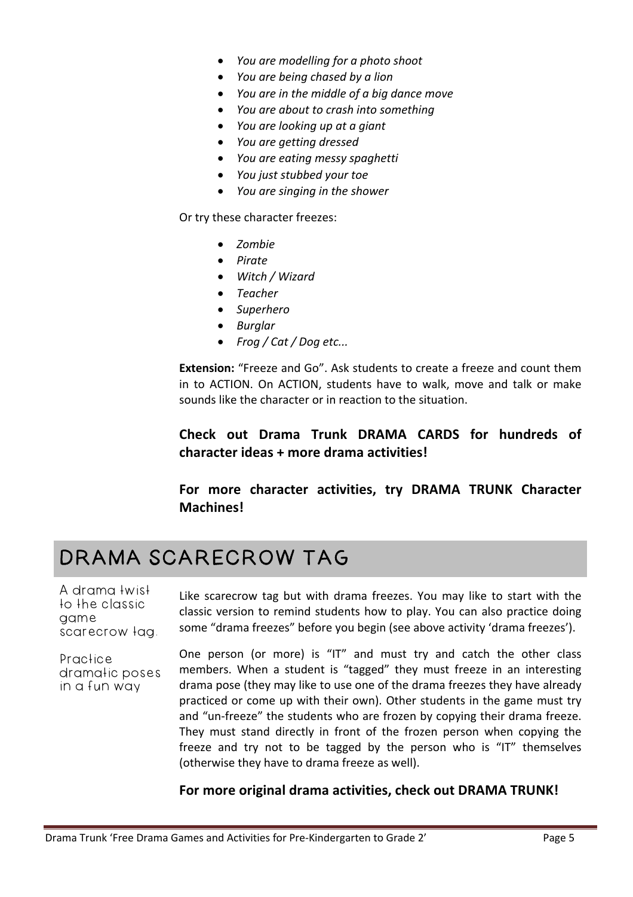- *You are modelling for a photo shoot*
- *You are being chased by a lion*
- *You are in the middle of a big dance move*
- *You are about to crash into something*
- *You are looking up at a giant*
- *You are getting dressed*
- *You are eating messy spaghetti*
- *You just stubbed your toe*
- *You are singing in the shower*

Or try these character freezes:

- *Zombie*
- *Pirate*
- *Witch / Wizard*
- *Teacher*
- *Superhero*
- *Burglar*
- *Frog / Cat / Dog etc...*

**Extension:** "Freeze and Go". Ask students to create a freeze and count them in to ACTION. On ACTION, students have to walk, move and talk or make sounds like the character or in reaction to the situation.

**Check out Drama Trunk DRAMA CARDS for hundreds of character ideas + more drama activities!**

**For more character activities, try DRAMA TRUNK Character Machines!**

## DRAMA SCARECROW TAG

A drama twist to the classic game scarecrow tag.

Practice dramatic poses in a fun way

Like scarecrow tag but with drama freezes. You may like to start with the classic version to remind students how to play. You can also practice doing some "drama freezes" before you begin (see above activity 'drama freezes').

One person (or more) is "IT" and must try and catch the other class members. When a student is "tagged" they must freeze in an interesting drama pose (they may like to use one of the drama freezes they have already practiced or come up with their own). Other students in the game must try and "un-freeze" the students who are frozen by copying their drama freeze. They must stand directly in front of the frozen person when copying the freeze and try not to be tagged by the person who is "IT" themselves (otherwise they have to drama freeze as well).

**For more original drama activities, check out DRAMA TRUNK!**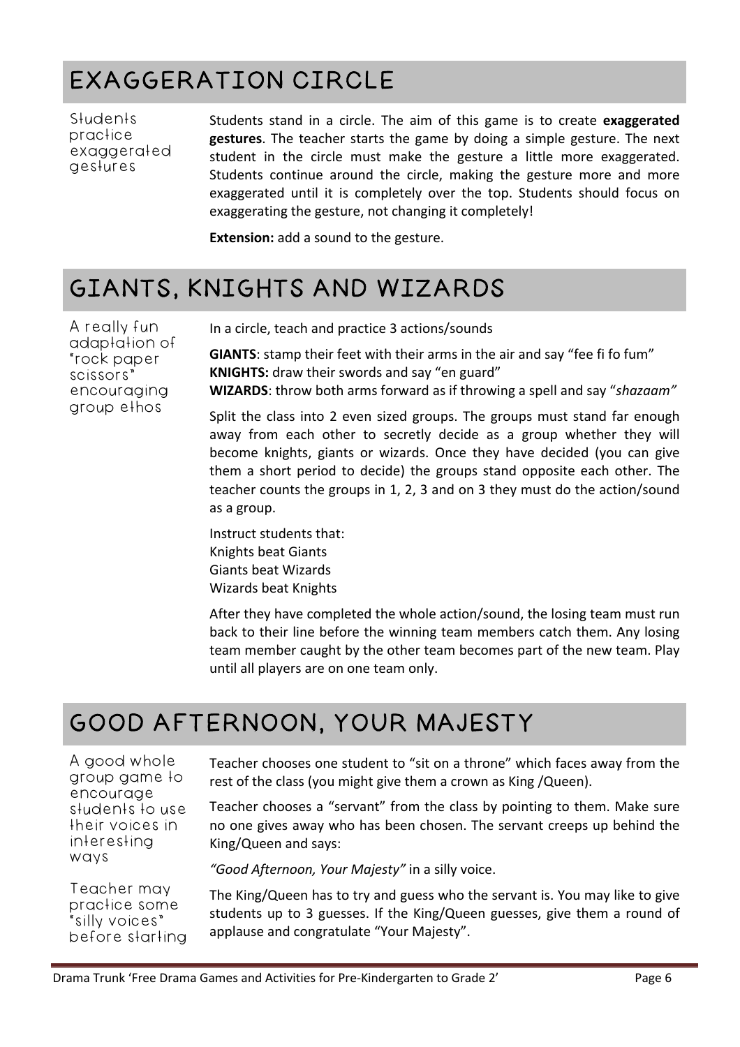## EXAGGERATION CIRCLE

Students practice exaggerated gestures

Students stand in a circle. The aim of this game is to create **exaggerated gestures**. The teacher starts the game by doing a simple gesture. The next student in the circle must make the gesture a little more exaggerated. Students continue around the circle, making the gesture more and more exaggerated until it is completely over the top. Students should focus on exaggerating the gesture, not changing it completely!

**Extension:** add a sound to the gesture.

## GIANTS, KNIGHTS AND WIZARDS

A really fun adaptation of "rock paper scissors" encouraging group ethos

In a circle, teach and practice 3 actions/sounds

**GIANTS**: stamp their feet with their arms in the air and say "fee fi fo fum"
**KNIGHTS:** draw their swords and say "en guard"
**WIZARDS**: throw both arms forward as if throwing a spell and say "*shazaam"*

Split the class into 2 even sized groups. The groups must stand far enough away from each other to secretly decide as a group whether they will become knights, giants or wizards. Once they have decided (you can give them a short period to decide) the groups stand opposite each other. The teacher counts the groups in 1, 2, 3 and on 3 they must do the action/sound as a group.

Instruct students that:
Knights beat Giants
Giants beat Wizards
Wizards beat Knights

After they have completed the whole action/sound, the losing team must run back to their line before the winning team members catch them. Any losing team member caught by the other team becomes part of the new team. Play until all players are on one team only.

## GOOD AFTERNOON, YOUR MAJESTY

A good whole group game to encourage students to use their voices in interesting ways

Teacher may practice some "silly voices" before starting

Teacher chooses one student to "sit on a throne" which faces away from the rest of the class (you might give them a crown as King /Queen).

Teacher chooses a "servant" from the class by pointing to them. Make sure no one gives away who has been chosen. The servant creeps up behind the King/Queen and says:

*"Good Afternoon, Your Majesty"* in a silly voice.

The King/Queen has to try and guess who the servant is. You may like to give students up to 3 guesses. If the King/Queen guesses, give them a round of applause and congratulate "Your Majesty".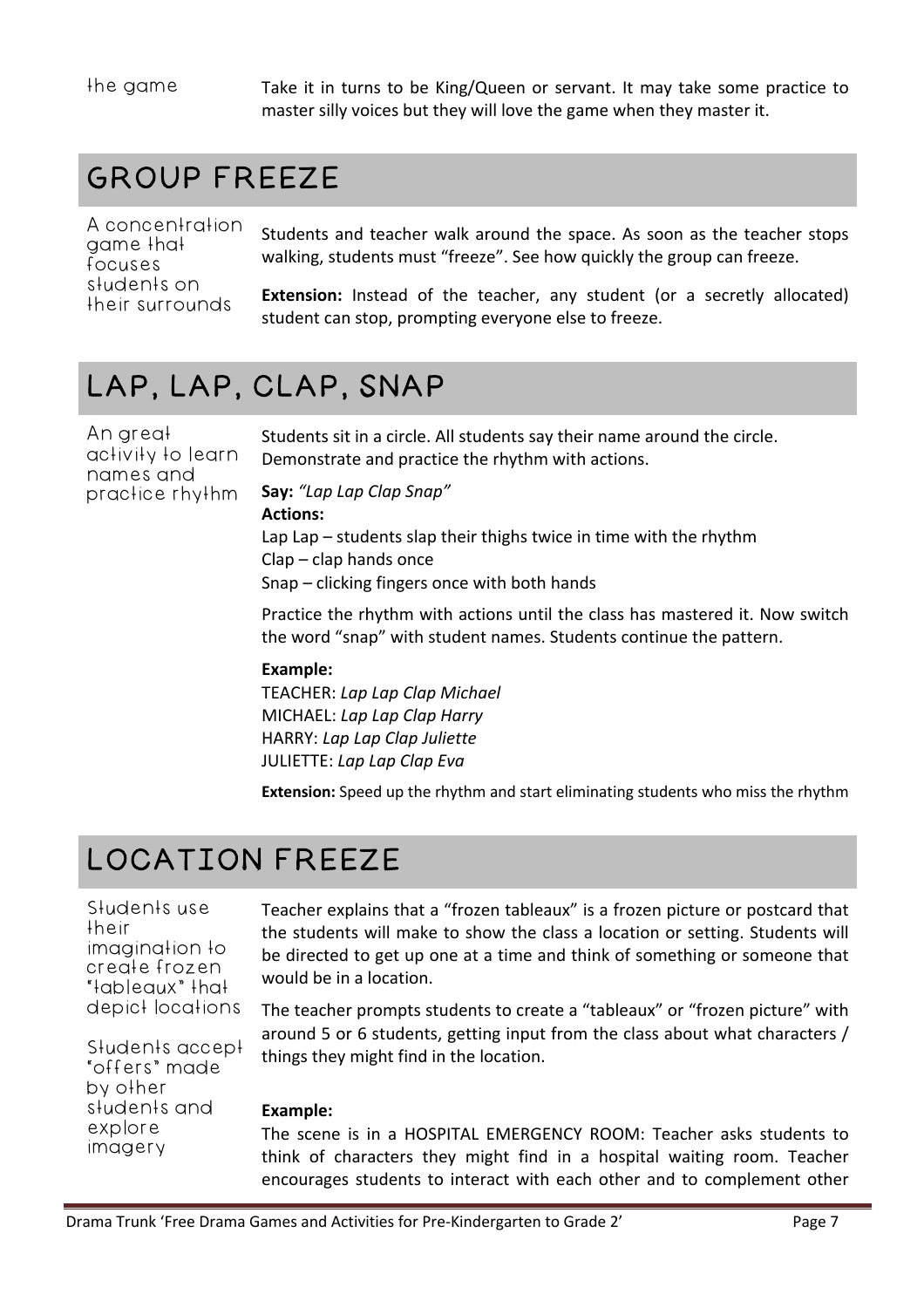the game

Take it in turns to be King/Queen or servant. It may take some practice to master silly voices but they will love the game when they master it.

## GROUP FREEZE

A concentration game that focuses students on their surrounds

Students and teacher walk around the space. As soon as the teacher stops walking, students must "freeze". See how quickly the group can freeze.

**Extension:** Instead of the teacher, any student (or a secretly allocated) student can stop, prompting everyone else to freeze.

## LAP, LAP, CLAP, SNAP

An great activity to learn names and practice rhythm

Students sit in a circle. All students say their name around the circle. Demonstrate and practice the rhythm with actions.

**Say:** *"Lap Lap Clap Snap"*
**Actions:**
Lap Lap – students slap their thighs twice in time with the rhythm
Clap – clap hands once
Snap – clicking fingers once with both hands

Practice the rhythm with actions until the class has mastered it. Now switch the word "snap" with student names. Students continue the pattern.

**Example:**
TEACHER: *Lap Lap Clap Michael*
MICHAEL: *Lap Lap Clap Harry*
HARRY: *Lap Lap Clap Juliette*
JULIETTE: *Lap Lap Clap Eva*

**Extension:** Speed up the rhythm and start eliminating students who miss the rhythm

## LOCATION FREEZE

Students use their imagination to create frozen "tableaux" that depict locations

Students accept "offers" made by other students and explore imagery

Teacher explains that a "frozen tableaux" is a frozen picture or postcard that the students will make to show the class a location or setting. Students will be directed to get up one at a time and think of something or someone that would be in a location.

The teacher prompts students to create a "tableaux" or "frozen picture" with around 5 or 6 students, getting input from the class about what characters / things they might find in the location.

**Example:**
The scene is in a HOSPITAL EMERGENCY ROOM: Teacher asks students to think of characters they might find in a hospital waiting room. Teacher encourages students to interact with each other and to complement other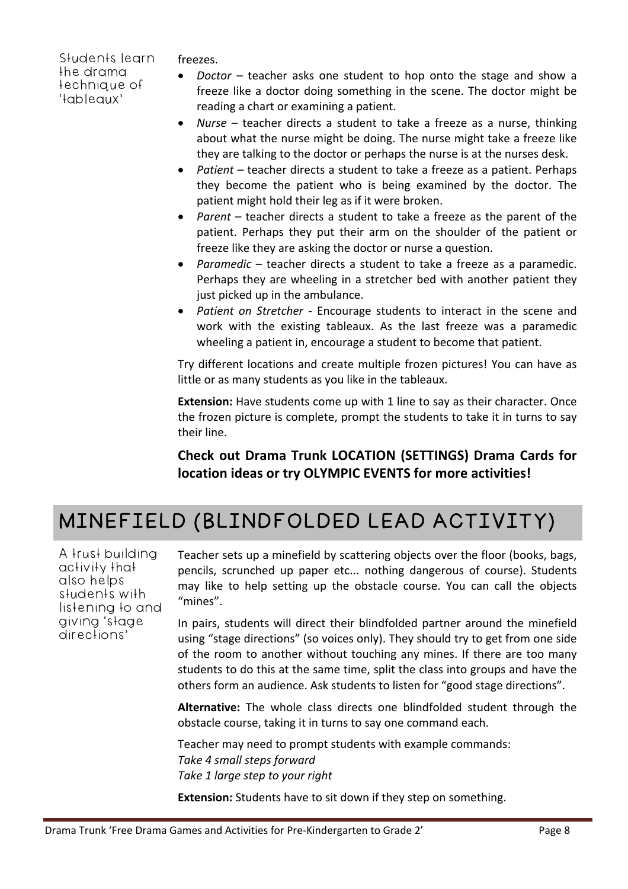Students learn the drama technique of 'tableaux'

freezes.

- *Doctor* – teacher asks one student to hop onto the stage and show a freeze like a doctor doing something in the scene. The doctor might be reading a chart or examining a patient.
- *Nurse* – teacher directs a student to take a freeze as a nurse, thinking about what the nurse might be doing. The nurse might take a freeze like they are talking to the doctor or perhaps the nurse is at the nurses desk.
- *Patient* – teacher directs a student to take a freeze as a patient. Perhaps they become the patient who is being examined by the doctor. The patient might hold their leg as if it were broken.
- *Parent* – teacher directs a student to take a freeze as the parent of the patient. Perhaps they put their arm on the shoulder of the patient or freeze like they are asking the doctor or nurse a question.
- *Paramedic* – teacher directs a student to take a freeze as a paramedic. Perhaps they are wheeling in a stretcher bed with another patient they just picked up in the ambulance.
- *Patient on Stretcher* - Encourage students to interact in the scene and work with the existing tableaux. As the last freeze was a paramedic wheeling a patient in, encourage a student to become that patient.

Try different locations and create multiple frozen pictures! You can have as little or as many students as you like in the tableaux.

**Extension:** Have students come up with 1 line to say as their character. Once the frozen picture is complete, prompt the students to take it in turns to say their line.

**Check out Drama Trunk LOCATION (SETTINGS) Drama Cards for location ideas or try OLYMPIC EVENTS for more activities!**

## MINEFIELD (BLINDFOLDED LEAD ACTIVITY)

A trust building activity that also helps students with listening to and giving 'stage directions'

Teacher sets up a minefield by scattering objects over the floor (books, bags, pencils, scrunched up paper etc... nothing dangerous of course). Students may like to help setting up the obstacle course. You can call the objects "mines".

In pairs, students will direct their blindfolded partner around the minefield using "stage directions" (so voices only). They should try to get from one side of the room to another without touching any mines. If there are too many students to do this at the same time, split the class into groups and have the others form an audience. Ask students to listen for "good stage directions".

**Alternative:** The whole class directs one blindfolded student through the obstacle course, taking it in turns to say one command each.

Teacher may need to prompt students with example commands:
*Take 4 small steps forward*
*Take 1 large step to your right*

**Extension:** Students have to sit down if they step on something.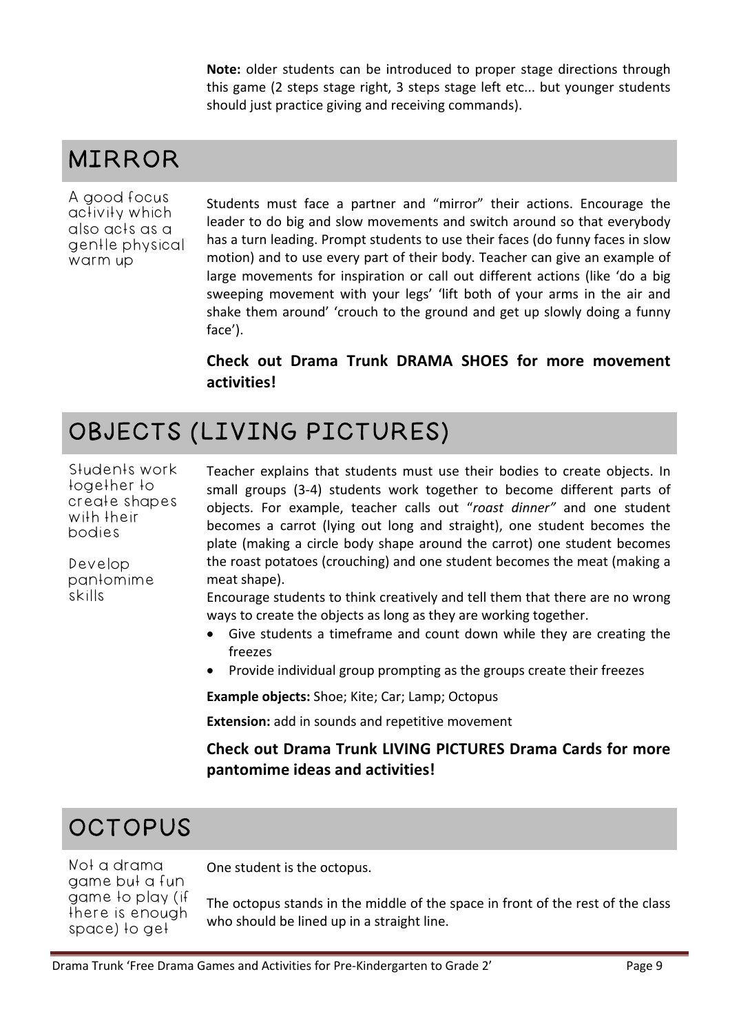**Note:** older students can be introduced to proper stage directions through this game (2 steps stage right, 3 steps stage left etc... but younger students should just practice giving and receiving commands).

## MIRROR

A good focus activity which also acts as a gentle physical warm up

Students must face a partner and "mirror" their actions. Encourage the leader to do big and slow movements and switch around so that everybody has a turn leading. Prompt students to use their faces (do funny faces in slow motion) and to use every part of their body. Teacher can give an example of large movements for inspiration or call out different actions (like 'do a big sweeping movement with your legs' 'lift both of your arms in the air and shake them around' 'crouch to the ground and get up slowly doing a funny face').

**Check out Drama Trunk DRAMA SHOES for more movement activities!**

## OBJECTS (LIVING PICTURES)

Students work together to create shapes with their bodies

Develop pantomime skills

Teacher explains that students must use their bodies to create objects. In small groups (3-4) students work together to become different parts of objects. For example, teacher calls out "*roast dinner"* and one student becomes a carrot (lying out long and straight), one student becomes the plate (making a circle body shape around the carrot) one student becomes the roast potatoes (crouching) and one student becomes the meat (making a meat shape).

Encourage students to think creatively and tell them that there are no wrong ways to create the objects as long as they are working together.

- Give students a timeframe and count down while they are creating the freezes
- Provide individual group prompting as the groups create their freezes

**Example objects:** Shoe; Kite; Car; Lamp; Octopus

**Extension:** add in sounds and repetitive movement

**Check out Drama Trunk LIVING PICTURES Drama Cards for more pantomime ideas and activities!**

## OCTOPUS

Not a drama game but a fun game to play (if there is enough space) to get

One student is the octopus.

The octopus stands in the middle of the space in front of the rest of the class who should be lined up in a straight line.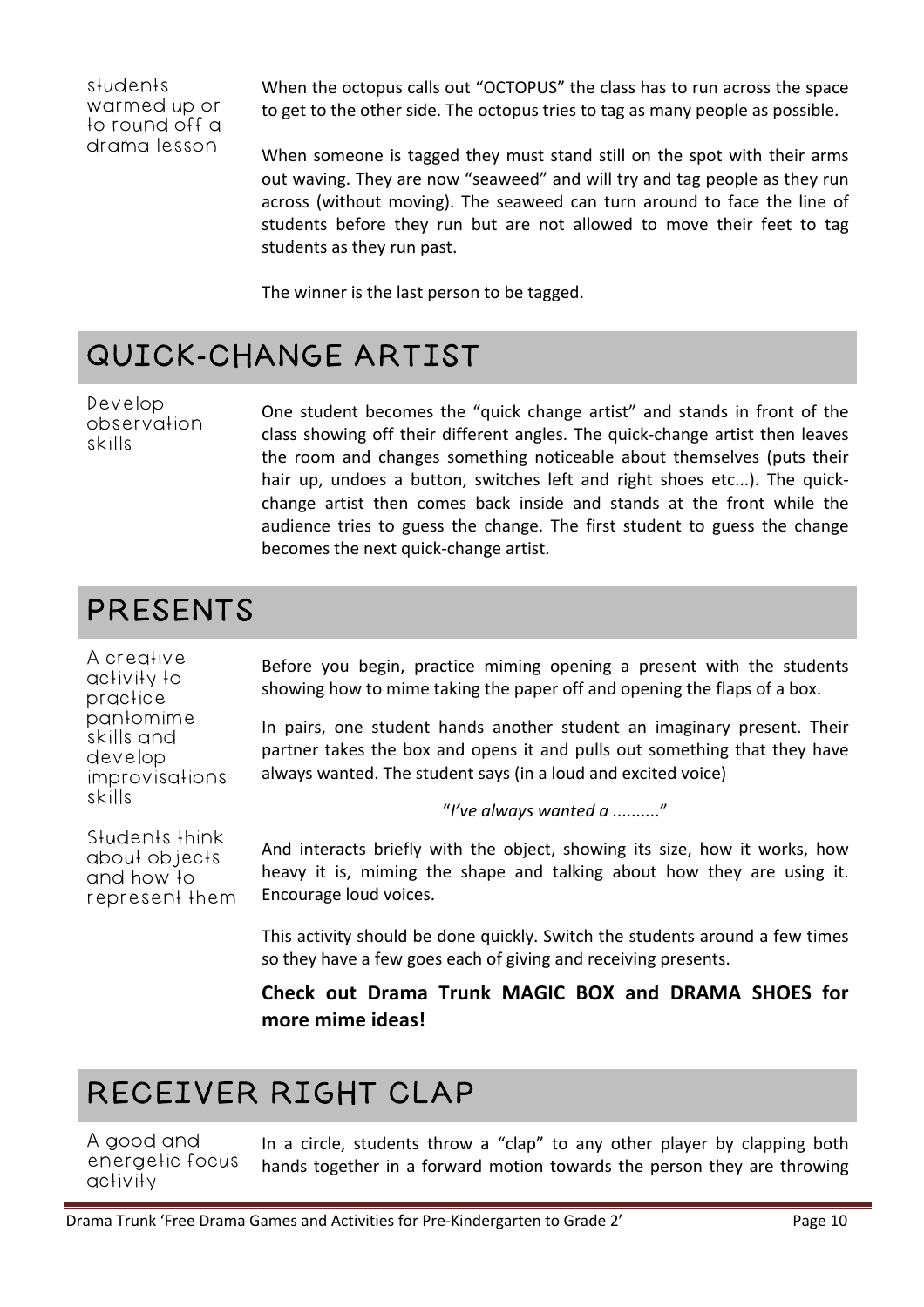students warmed up or to round off a drama lesson

When the octopus calls out "OCTOPUS" the class has to run across the space to get to the other side. The octopus tries to tag as many people as possible.

When someone is tagged they must stand still on the spot with their arms out waving. They are now "seaweed" and will try and tag people as they run across (without moving). The seaweed can turn around to face the line of students before they run but are not allowed to move their feet to tag students as they run past.

The winner is the last person to be tagged.

## QUICK-CHANGE ARTIST

Develop observation skills

One student becomes the "quick change artist" and stands in front of the class showing off their different angles. The quick-change artist then leaves the room and changes something noticeable about themselves (puts their hair up, undoes a button, switches left and right shoes etc...). The quick-change artist then comes back inside and stands at the front while the audience tries to guess the change. The first student to guess the change becomes the next quick-change artist.

## PRESENTS

A creative activity to practice pantomime skills and develop improvisations skills

Students think about objects and how to represent them

Before you begin, practice miming opening a present with the students showing how to mime taking the paper off and opening the flaps of a box.

In pairs, one student hands another student an imaginary present. Their partner takes the box and opens it and pulls out something that they have always wanted. The student says (in a loud and excited voice)

"*I've always wanted a ..........*"

And interacts briefly with the object, showing its size, how it works, how heavy it is, miming the shape and talking about how they are using it. Encourage loud voices.

This activity should be done quickly. Switch the students around a few times so they have a few goes each of giving and receiving presents.

**Check out Drama Trunk MAGIC BOX and DRAMA SHOES for more mime ideas!**

## RECEIVER RIGHT CLAP

A good and energetic focus activity

In a circle, students throw a "clap" to any other player by clapping both hands together in a forward motion towards the person they are throwing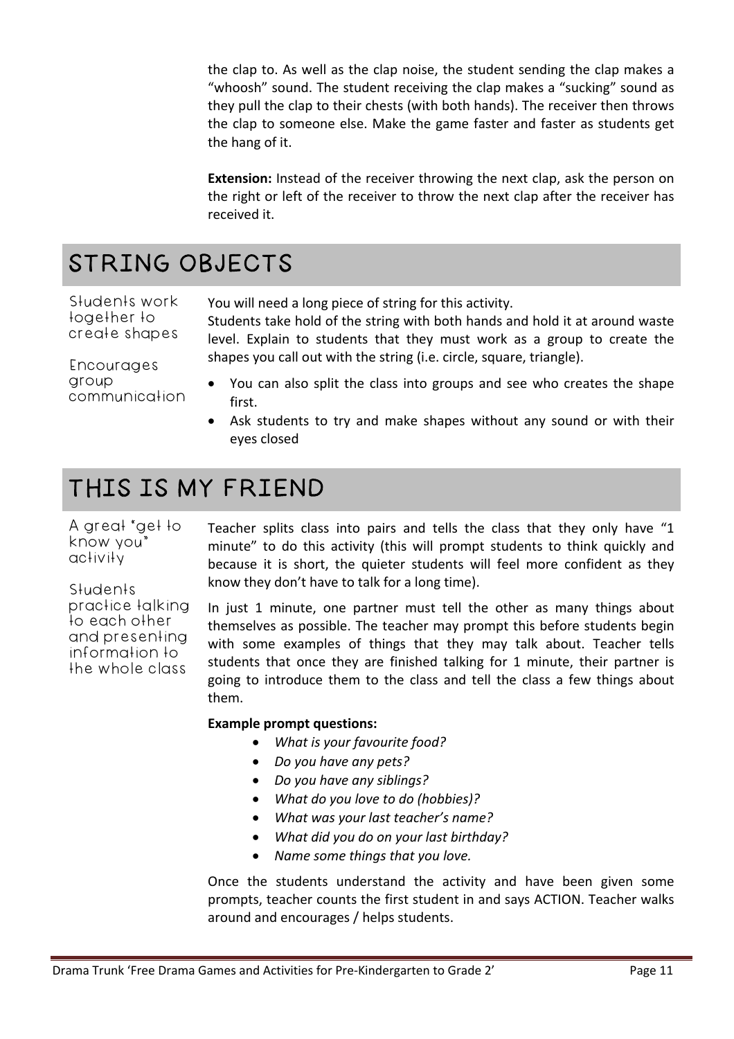the clap to. As well as the clap noise, the student sending the clap makes a "whoosh" sound. The student receiving the clap makes a "sucking" sound as they pull the clap to their chests (with both hands). The receiver then throws the clap to someone else. Make the game faster and faster as students get the hang of it.

**Extension:** Instead of the receiver throwing the next clap, ask the person on the right or left of the receiver to throw the next clap after the receiver has received it.

## STRING OBJECTS

Students work together to create shapes

Encourages group communication

You will need a long piece of string for this activity.
Students take hold of the string with both hands and hold it at around waste level. Explain to students that they must work as a group to create the shapes you call out with the string (i.e. circle, square, triangle).

- You can also split the class into groups and see who creates the shape first.
- Ask students to try and make shapes without any sound or with their eyes closed

## THIS IS MY FRIEND

A great "get to know you" activity

Students practice talking to each other and presenting information to the whole class

Teacher splits class into pairs and tells the class that they only have "1 minute" to do this activity (this will prompt students to think quickly and because it is short, the quieter students will feel more confident as they know they don't have to talk for a long time).

In just 1 minute, one partner must tell the other as many things about themselves as possible. The teacher may prompt this before students begin with some examples of things that they may talk about. Teacher tells students that once they are finished talking for 1 minute, their partner is going to introduce them to the class and tell the class a few things about them.

**Example prompt questions:**

- *What is your favourite food?*
- *Do you have any pets?*
- *Do you have any siblings?*
- *What do you love to do (hobbies)?*
- *What was your last teacher's name?*
- *What did you do on your last birthday?*
- *Name some things that you love.*

Once the students understand the activity and have been given some prompts, teacher counts the first student in and says ACTION. Teacher walks around and encourages / helps students.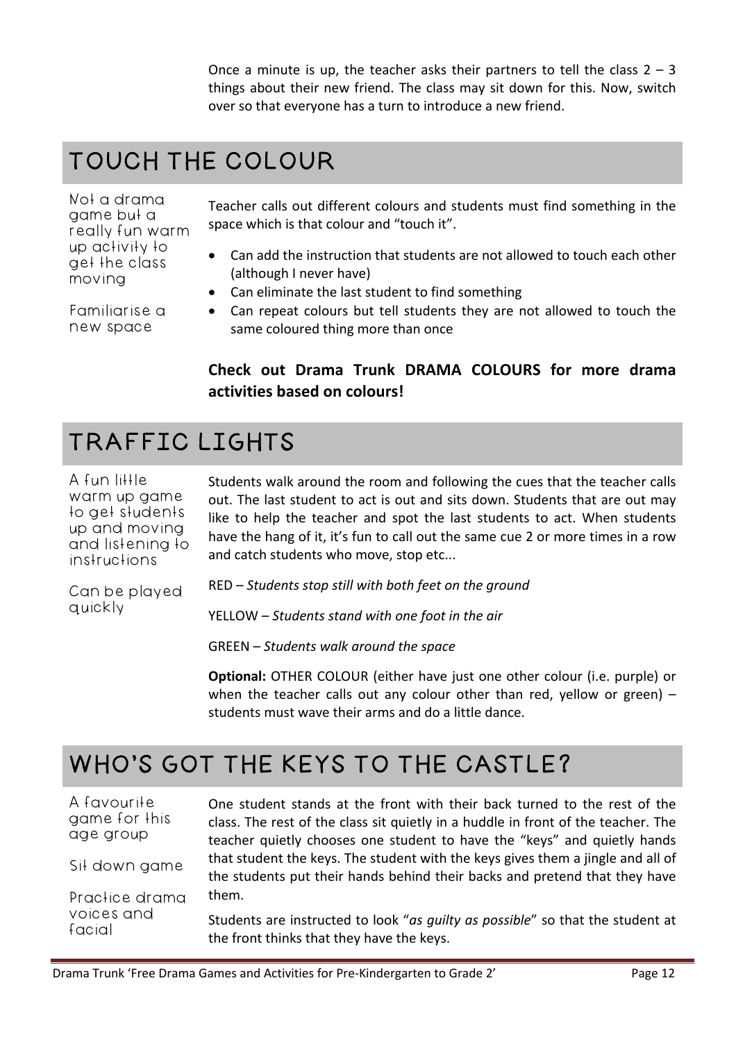Once a minute is up, the teacher asks their partners to tell the class 2 – 3 things about their new friend. The class may sit down for this. Now, switch over so that everyone has a turn to introduce a new friend.

## TOUCH THE COLOUR

Not a drama game but a really fun warm up activity to get the class moving

Familiarise a new space

Teacher calls out different colours and students must find something in the space which is that colour and "touch it".

- Can add the instruction that students are not allowed to touch each other (although I never have)
- Can eliminate the last student to find something
- Can repeat colours but tell students they are not allowed to touch the same coloured thing more than once

**Check out Drama Trunk DRAMA COLOURS for more drama activities based on colours!**

## TRAFFIC LIGHTS

A fun little warm up game to get students up and moving and listening to instructions

Can be played quickly

Students walk around the room and following the cues that the teacher calls out. The last student to act is out and sits down. Students that are out may like to help the teacher and spot the last students to act. When students have the hang of it, it's fun to call out the same cue 2 or more times in a row and catch students who move, stop etc...

RED – *Students stop still with both feet on the ground*

YELLOW – *Students stand with one foot in the air*

GREEN – *Students walk around the space*

**Optional:** OTHER COLOUR (either have just one other colour (i.e. purple) or when the teacher calls out any colour other than red, yellow or green) – students must wave their arms and do a little dance.

## WHO'S GOT THE KEYS TO THE CASTLE?

A favourite game for this age group

Sit down game

Practice drama voices and facial

One student stands at the front with their back turned to the rest of the class. The rest of the class sit quietly in a huddle in front of the teacher. The teacher quietly chooses one student to have the "keys" and quietly hands that student the keys. The student with the keys gives them a jingle and all of the students put their hands behind their backs and pretend that they have them.

Students are instructed to look "*as guilty as possible*" so that the student at the front thinks that they have the keys.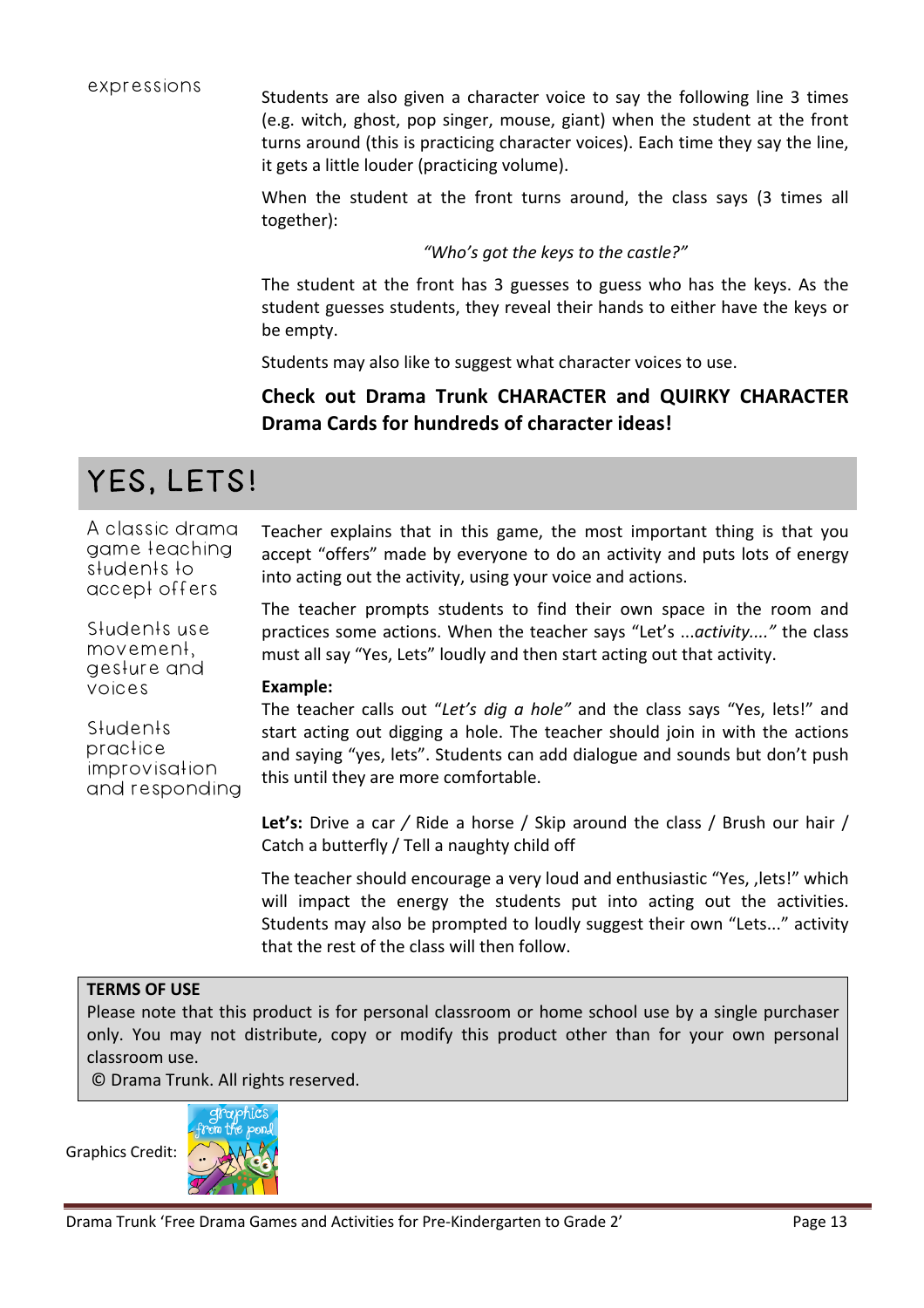expressions

Students are also given a character voice to say the following line 3 times (e.g. witch, ghost, pop singer, mouse, giant) when the student at the front turns around (this is practicing character voices). Each time they say the line, it gets a little louder (practicing volume).

When the student at the front turns around, the class says (3 times all together):

*"Who's got the keys to the castle?"*

The student at the front has 3 guesses to guess who has the keys. As the student guesses students, they reveal their hands to either have the keys or be empty.

Students may also like to suggest what character voices to use.

**Check out Drama Trunk CHARACTER and QUIRKY CHARACTER Drama Cards for hundreds of character ideas!**

## YES, LETS!

A classic drama game teaching students to accept offers

Students use movement, gesture and voices

Students practice improvisation and responding

Teacher explains that in this game, the most important thing is that you accept "offers" made by everyone to do an activity and puts lots of energy into acting out the activity, using your voice and actions.

The teacher prompts students to find their own space in the room and practices some actions. When the teacher says "Let's ...*activity...."* the class must all say "Yes, Lets" loudly and then start acting out that activity.

**Example:**
The teacher calls out "*Let's dig a hole"* and the class says "Yes, lets!" and start acting out digging a hole. The teacher should join in with the actions and saying "yes, lets". Students can add dialogue and sounds but don't push this until they are more comfortable.

**Let's:** Drive a car / Ride a horse / Skip around the class / Brush our hair / Catch a butterfly / Tell a naughty child off

The teacher should encourage a very loud and enthusiastic "Yes, ,lets!" which will impact the energy the students put into acting out the activities. Students may also be prompted to loudly suggest their own "Lets..." activity that the rest of the class will then follow.

**TERMS OF USE**
Please note that this product is for personal classroom or home school use by a single purchaser only. You may not distribute, copy or modify this product other than for your own personal classroom use.
© Drama Trunk. All rights reserved.

Graphics Credit: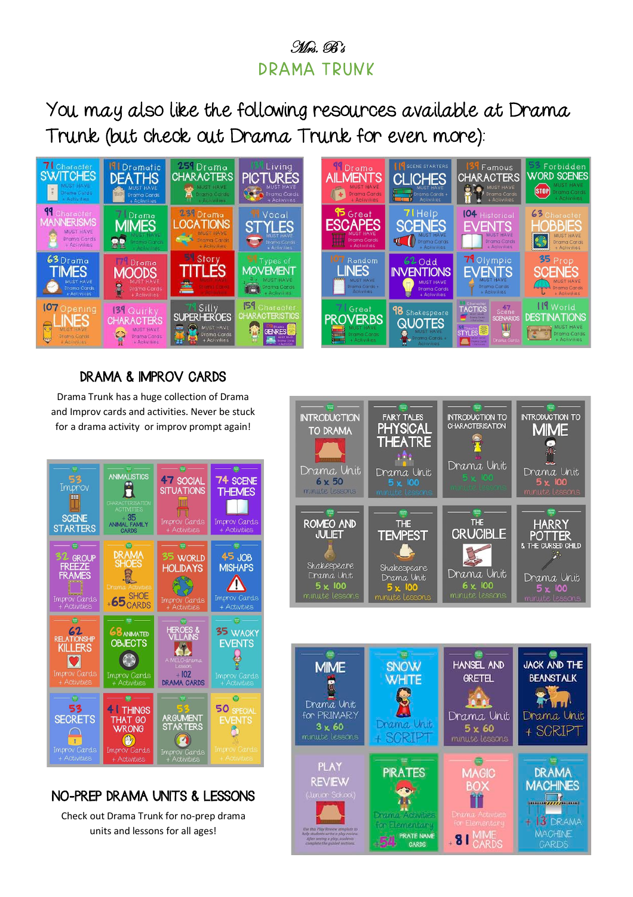Mrs. B's

DRAMA TRUNK

# You may also like the following resources available at Drama Trunk (but check out Drama Trunk for even more):

## DRAMA & IMPROV CARDS

Drama Trunk has a huge collection of Drama and Improv cards and activities. Never be stuck for a drama activity or improv prompt again!

## NO-PREP DRAMA UNITS & LESSONS

Check out Drama Trunk for no-prep drama units and lessons for all ages!